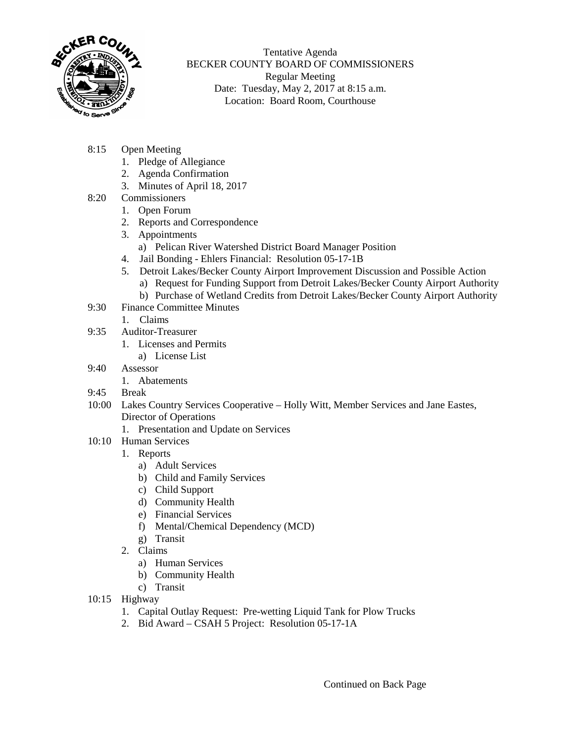Tentative Agenda
BECKER COUNTY BOARD OF COMMISSIONERS
Regular Meeting
Date: Tuesday, May 2, 2017 at 8:15 a.m.
Location: Board Room, Courthouse

8:15 Open Meeting
1. Pledge of Allegiance
2. Agenda Confirmation
3. Minutes of April 18, 2017

8:20 Commissioners
1. Open Forum
2. Reports and Correspondence
3. Appointments
   a) Pelican River Watershed District Board Manager Position
4. Jail Bonding - Ehlers Financial: Resolution 05-17-1B
5. Detroit Lakes/Becker County Airport Improvement Discussion and Possible Action
   a) Request for Funding Support from Detroit Lakes/Becker County Airport Authority
   b) Purchase of Wetland Credits from Detroit Lakes/Becker County Airport Authority

9:30 Finance Committee Minutes
1. Claims

9:35 Auditor-Treasurer
1. Licenses and Permits
   a) License List

9:40 Assessor
1. Abatements

9:45 Break

10:00 Lakes Country Services Cooperative – Holly Witt, Member Services and Jane Eastes, Director of Operations
1. Presentation and Update on Services

10:10 Human Services
1. Reports
   a) Adult Services
   b) Child and Family Services
   c) Child Support
   d) Community Health
   e) Financial Services
   f) Mental/Chemical Dependency (MCD)
   g) Transit
2. Claims
   a) Human Services
   b) Community Health
   c) Transit

10:15 Highway
1. Capital Outlay Request: Pre-wetting Liquid Tank for Plow Trucks
2. Bid Award – CSAH 5 Project: Resolution 05-17-1A

Continued on Back Page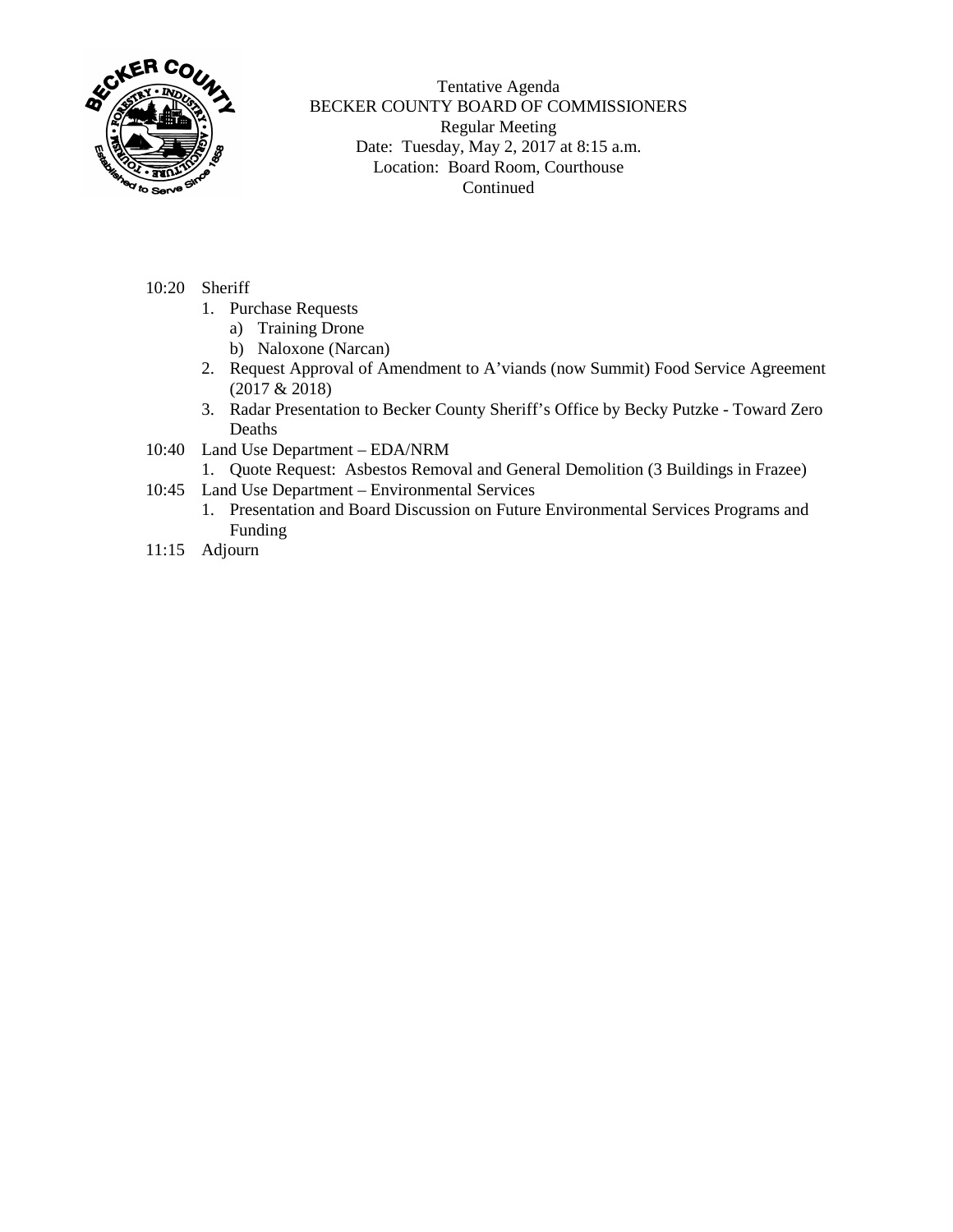Tentative Agenda
BECKER COUNTY BOARD OF COMMISSIONERS
Regular Meeting
Date: Tuesday, May 2, 2017 at 8:15 a.m.
Location: Board Room, Courthouse
Continued

10:20 Sheriff

1. Purchase Requests
   a) Training Drone
   b) Naloxone (Narcan)
2. Request Approval of Amendment to A'viands (now Summit) Food Service Agreement (2017 & 2018)
3. Radar Presentation to Becker County Sheriff's Office by Becky Putzke - Toward Zero Deaths

10:40 Land Use Department – EDA/NRM

1. Quote Request: Asbestos Removal and General Demolition (3 Buildings in Frazee)

10:45 Land Use Department – Environmental Services

1. Presentation and Board Discussion on Future Environmental Services Programs and Funding

11:15 Adjourn